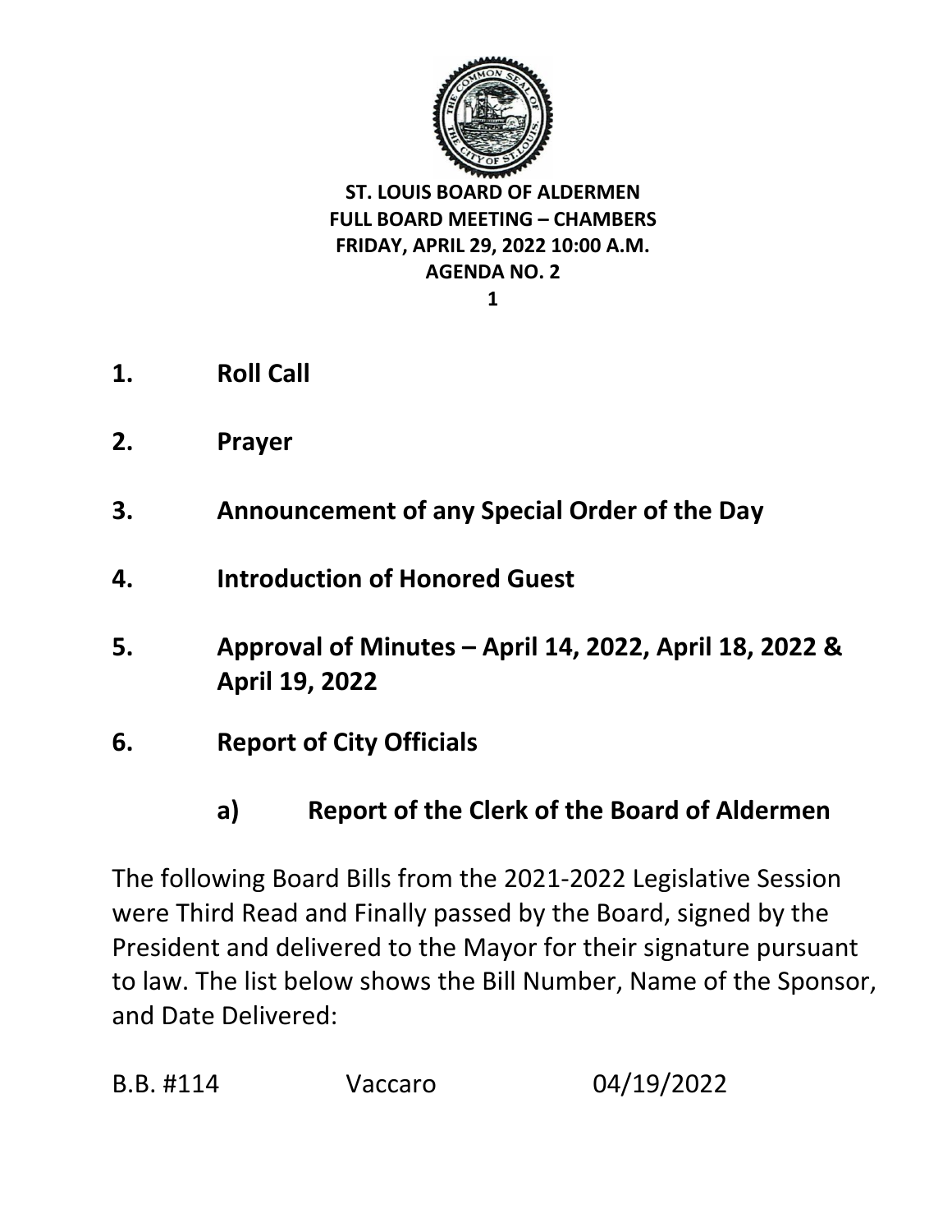**ST. LOUIS BOARD OF ALDERMEN**
**FULL BOARD MEETING – CHAMBERS**
**FRIDAY, APRIL 29, 2022 10:00 A.M.**
**AGENDA NO. 2**

1. **Roll Call**

2. **Prayer**

3. **Announcement of any Special Order of the Day**

4. **Introduction of Honored Guest**

5. **Approval of Minutes – April 14, 2022, April 18, 2022 & April 19, 2022**

6. **Report of City Officials**

   a) **Report of the Clerk of the Board of Aldermen**

The following Board Bills from the 2021-2022 Legislative Session were Third Read and Finally passed by the Board, signed by the President and delivered to the Mayor for their signature pursuant to law. The list below shows the Bill Number, Name of the Sponsor, and Date Delivered:

| | | |
|---|---|---|
| B.B. #114 | Vaccaro | 04/19/2022 |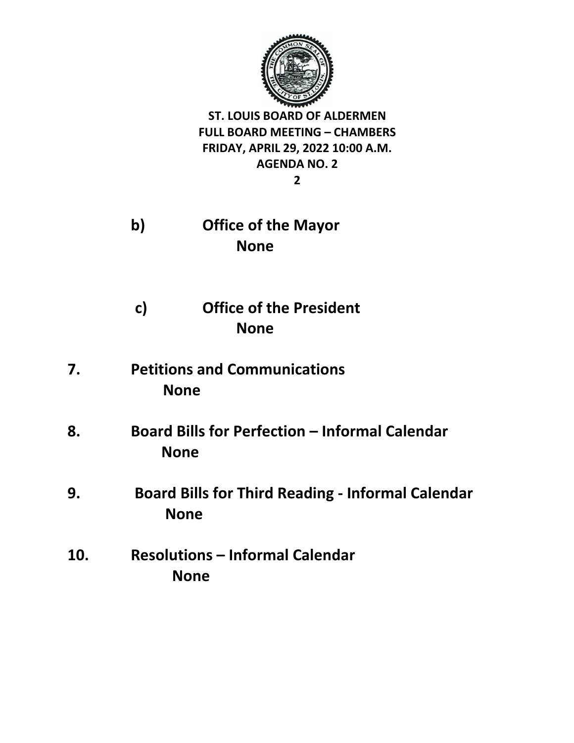**ST. LOUIS BOARD OF ALDERMEN**
**FULL BOARD MEETING – CHAMBERS**
**FRIDAY, APRIL 29, 2022 10:00 A.M.**
**AGENDA NO. 2**

**b) Office of the Mayor**
**None**

**c) Office of the President**
**None**

**7. Petitions and Communications**
**None**

**8. Board Bills for Perfection – Informal Calendar**
**None**

**9. Board Bills for Third Reading - Informal Calendar**
**None**

**10. Resolutions – Informal Calendar**
**None**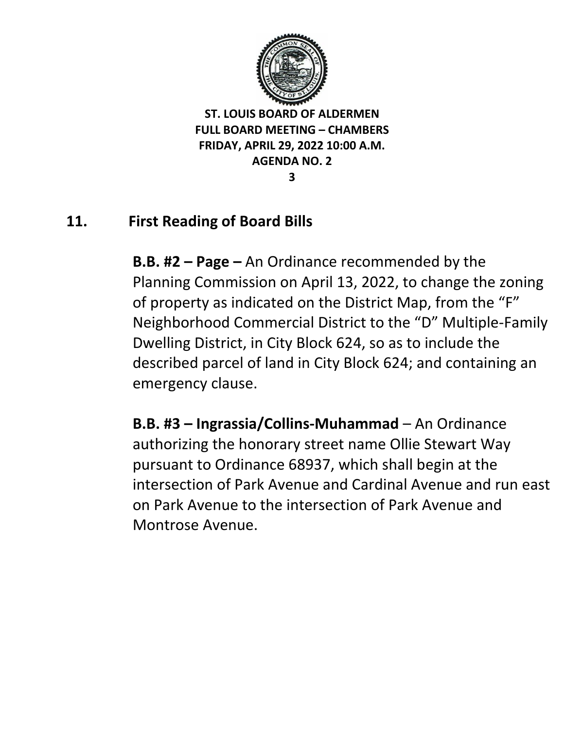**ST. LOUIS BOARD OF ALDERMEN**
**FULL BOARD MEETING – CHAMBERS**
**FRIDAY, APRIL 29, 2022 10:00 A.M.**
**AGENDA NO. 2**

## 11. First Reading of Board Bills

**B.B. #2 – Page –** An Ordinance recommended by the Planning Commission on April 13, 2022, to change the zoning of property as indicated on the District Map, from the "F" Neighborhood Commercial District to the "D" Multiple-Family Dwelling District, in City Block 624, so as to include the described parcel of land in City Block 624; and containing an emergency clause.

**B.B. #3 – Ingrassia/Collins-Muhammad** – An Ordinance authorizing the honorary street name Ollie Stewart Way pursuant to Ordinance 68937, which shall begin at the intersection of Park Avenue and Cardinal Avenue and run east on Park Avenue to the intersection of Park Avenue and Montrose Avenue.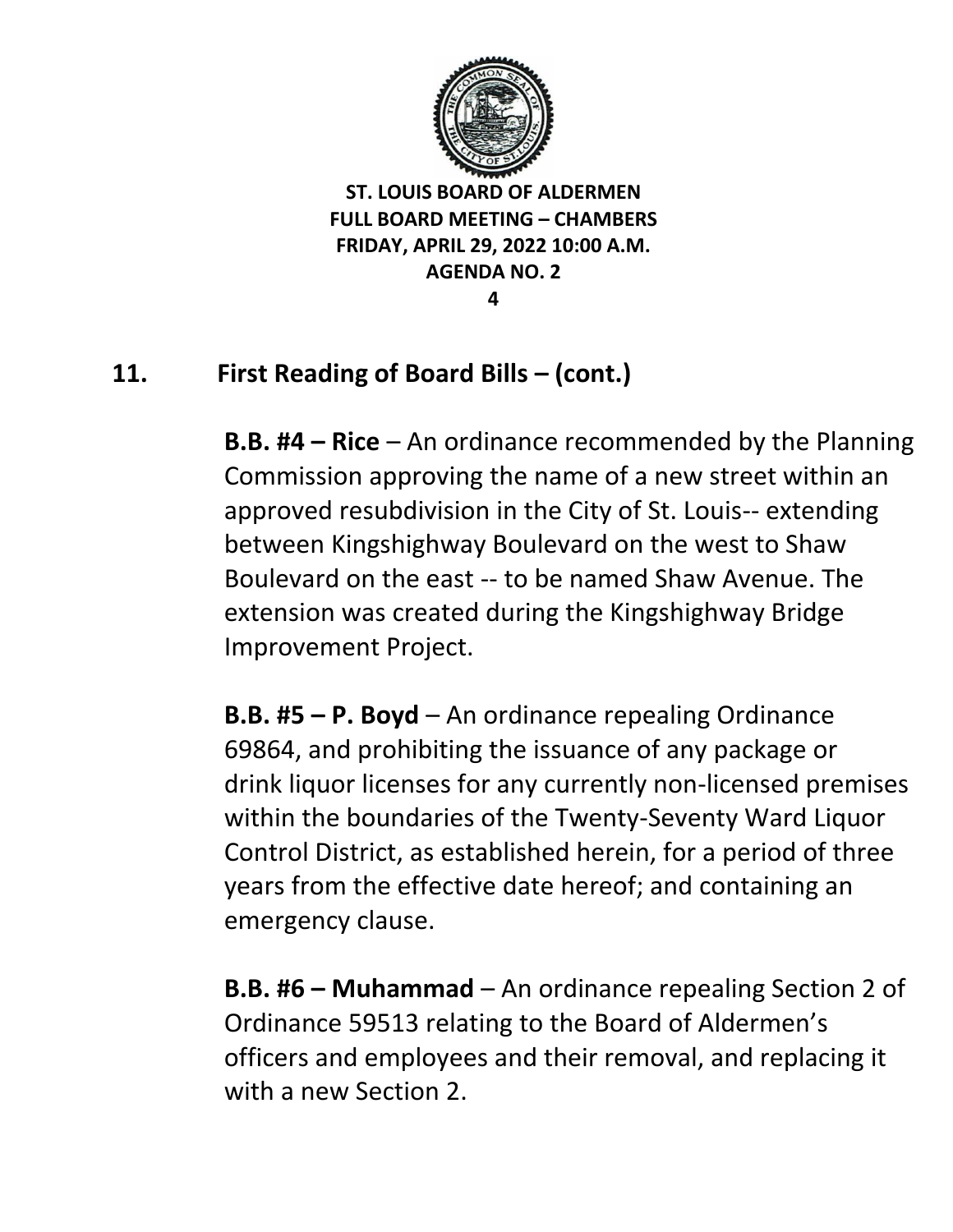**ST. LOUIS BOARD OF ALDERMEN**
**FULL BOARD MEETING – CHAMBERS**
**FRIDAY, APRIL 29, 2022 10:00 A.M.**
**AGENDA NO. 2**

## 11. First Reading of Board Bills – (cont.)

**B.B. #4 – Rice** – An ordinance recommended by the Planning Commission approving the name of a new street within an approved resubdivision in the City of St. Louis-- extending between Kingshighway Boulevard on the west to Shaw Boulevard on the east -- to be named Shaw Avenue. The extension was created during the Kingshighway Bridge Improvement Project.

**B.B. #5 – P. Boyd** – An ordinance repealing Ordinance 69864, and prohibiting the issuance of any package or drink liquor licenses for any currently non-licensed premises within the boundaries of the Twenty-Seventy Ward Liquor Control District, as established herein, for a period of three years from the effective date hereof; and containing an emergency clause.

**B.B. #6 – Muhammad** – An ordinance repealing Section 2 of Ordinance 59513 relating to the Board of Aldermen's officers and employees and their removal, and replacing it with a new Section 2.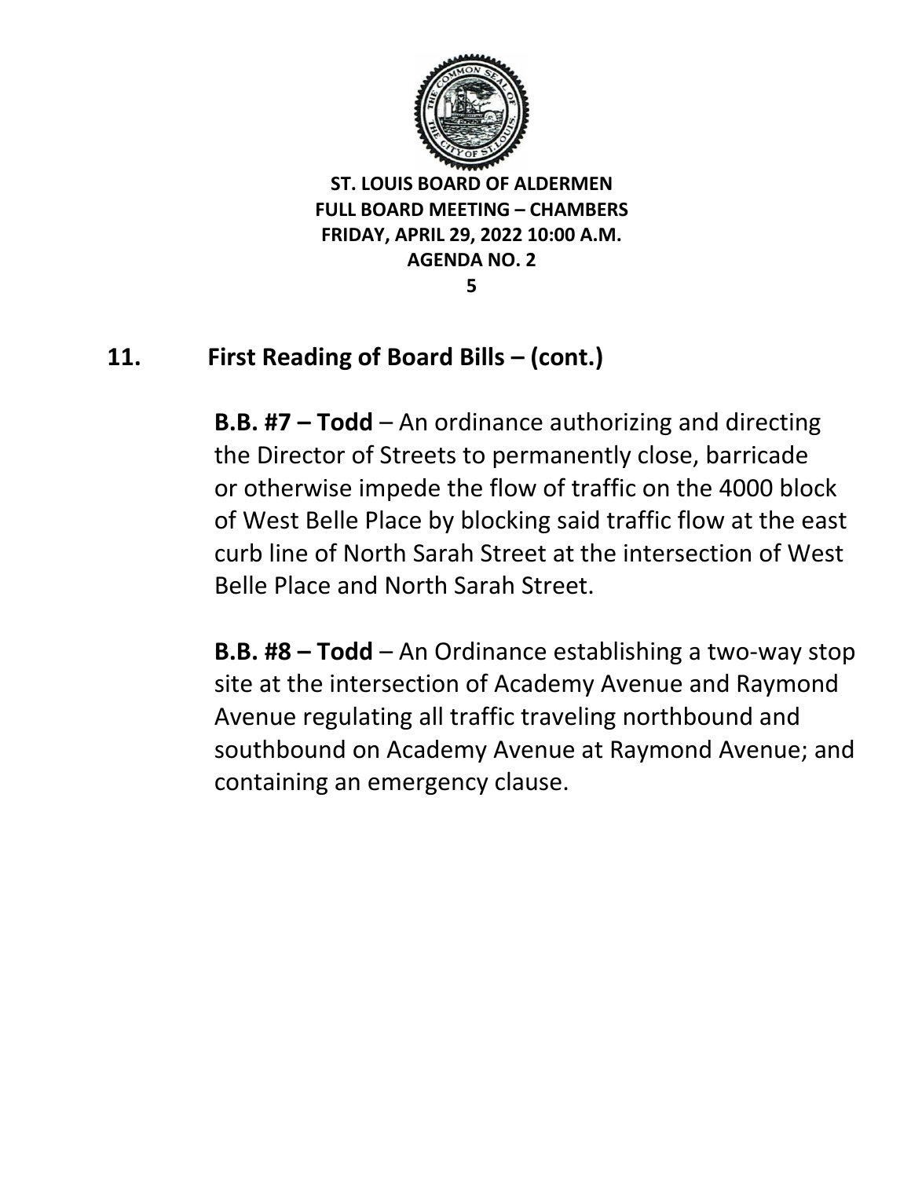ST. LOUIS BOARD OF ALDERMEN
FULL BOARD MEETING – CHAMBERS
FRIDAY, APRIL 29, 2022 10:00 A.M.
AGENDA NO. 2

## 11. First Reading of Board Bills – (cont.)

**B.B. #7 – Todd** – An ordinance authorizing and directing the Director of Streets to permanently close, barricade or otherwise impede the flow of traffic on the 4000 block of West Belle Place by blocking said traffic flow at the east curb line of North Sarah Street at the intersection of West Belle Place and North Sarah Street.

**B.B. #8 – Todd** – An Ordinance establishing a two-way stop site at the intersection of Academy Avenue and Raymond Avenue regulating all traffic traveling northbound and southbound on Academy Avenue at Raymond Avenue; and containing an emergency clause.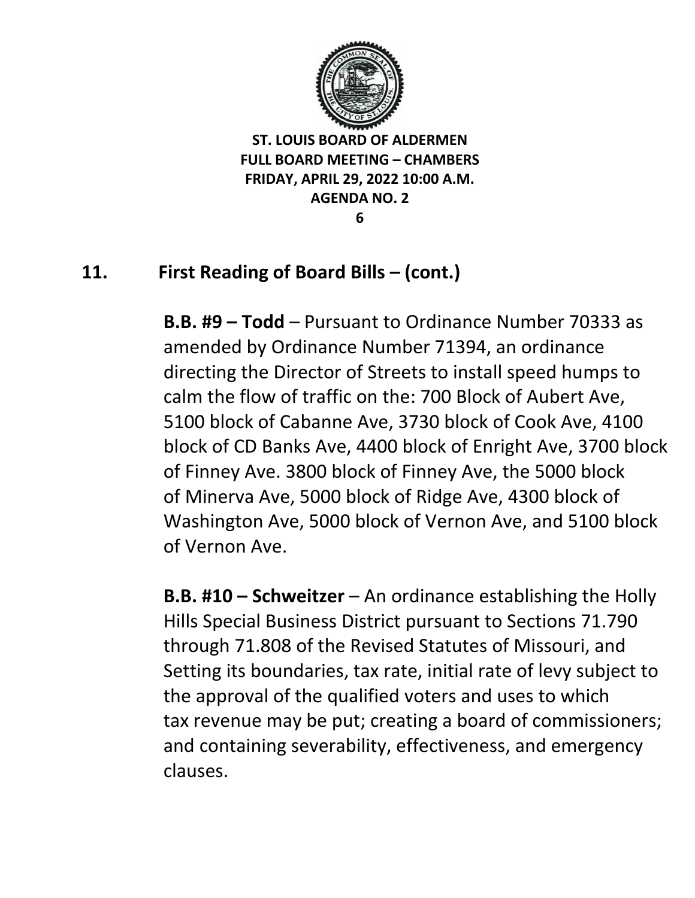## 11. First Reading of Board Bills – (cont.)

**B.B. #9 – Todd** – Pursuant to Ordinance Number 70333 as amended by Ordinance Number 71394, an ordinance directing the Director of Streets to install speed humps to calm the flow of traffic on the: 700 Block of Aubert Ave, 5100 block of Cabanne Ave, 3730 block of Cook Ave, 4100 block of CD Banks Ave, 4400 block of Enright Ave, 3700 block of Finney Ave. 3800 block of Finney Ave, the 5000 block of Minerva Ave, 5000 block of Ridge Ave, 4300 block of Washington Ave, 5000 block of Vernon Ave, and 5100 block of Vernon Ave.

**B.B. #10 – Schweitzer** – An ordinance establishing the Holly Hills Special Business District pursuant to Sections 71.790 through 71.808 of the Revised Statutes of Missouri, and Setting its boundaries, tax rate, initial rate of levy subject to the approval of the qualified voters and uses to which tax revenue may be put; creating a board of commissioners; and containing severability, effectiveness, and emergency clauses.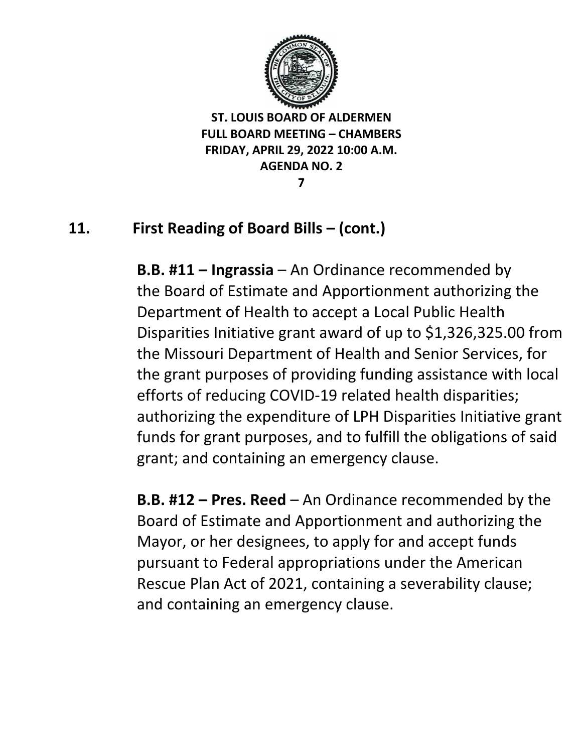ST. LOUIS BOARD OF ALDERMEN
FULL BOARD MEETING – CHAMBERS
FRIDAY, APRIL 29, 2022 10:00 A.M.
AGENDA NO. 2

## 11. First Reading of Board Bills – (cont.)

**B.B. #11 – Ingrassia** – An Ordinance recommended by the Board of Estimate and Apportionment authorizing the Department of Health to accept a Local Public Health Disparities Initiative grant award of up to $1,326,325.00 from the Missouri Department of Health and Senior Services, for the grant purposes of providing funding assistance with local efforts of reducing COVID-19 related health disparities; authorizing the expenditure of LPH Disparities Initiative grant funds for grant purposes, and to fulfill the obligations of said grant; and containing an emergency clause.

**B.B. #12 – Pres. Reed** – An Ordinance recommended by the Board of Estimate and Apportionment and authorizing the Mayor, or her designees, to apply for and accept funds pursuant to Federal appropriations under the American Rescue Plan Act of 2021, containing a severability clause; and containing an emergency clause.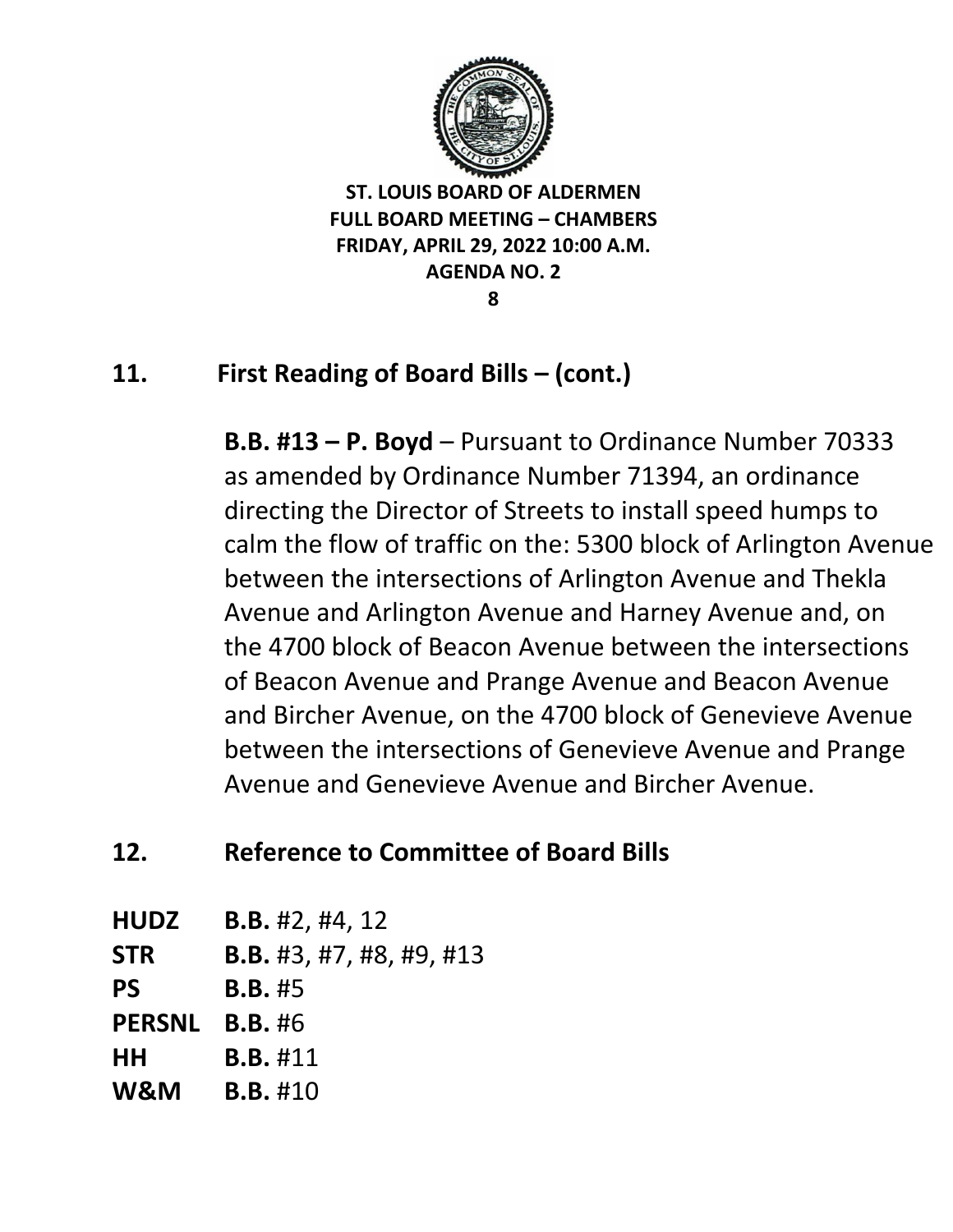**ST. LOUIS BOARD OF ALDERMEN**
**FULL BOARD MEETING – CHAMBERS**
**FRIDAY, APRIL 29, 2022 10:00 A.M.**
**AGENDA NO. 2**

## 11. First Reading of Board Bills – (cont.)

**B.B. #13 – P. Boyd** – Pursuant to Ordinance Number 70333 as amended by Ordinance Number 71394, an ordinance directing the Director of Streets to install speed humps to calm the flow of traffic on the: 5300 block of Arlington Avenue between the intersections of Arlington Avenue and Thekla Avenue and Arlington Avenue and Harney Avenue and, on the 4700 block of Beacon Avenue between the intersections of Beacon Avenue and Prange Avenue and Beacon Avenue and Bircher Avenue, on the 4700 block of Genevieve Avenue between the intersections of Genevieve Avenue and Prange Avenue and Genevieve Avenue and Bircher Avenue.

## 12. Reference to Committee of Board Bills

**HUDZ** **B.B.** #2, #4, 12
**STR** **B.B.** #3, #7, #8, #9, #13
**PS** **B.B.** #5
**PERSNL** **B.B.** #6
**HH** **B.B.** #11
**W&M** **B.B.** #10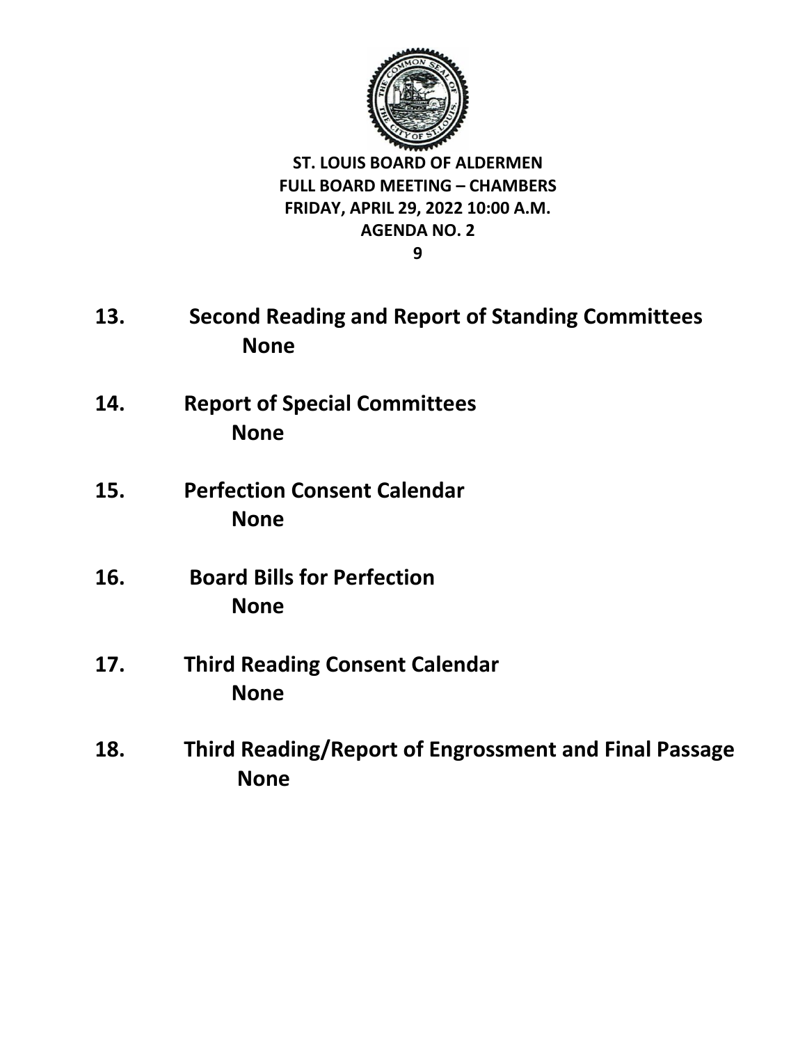**ST. LOUIS BOARD OF ALDERMEN**
**FULL BOARD MEETING – CHAMBERS**
**FRIDAY, APRIL 29, 2022 10:00 A.M.**
**AGENDA NO. 2**

**13. Second Reading and Report of Standing Committees**
**None**

**14. Report of Special Committees**
**None**

**15. Perfection Consent Calendar**
**None**

**16. Board Bills for Perfection**
**None**

**17. Third Reading Consent Calendar**
**None**

**18. Third Reading/Report of Engrossment and Final Passage**
**None**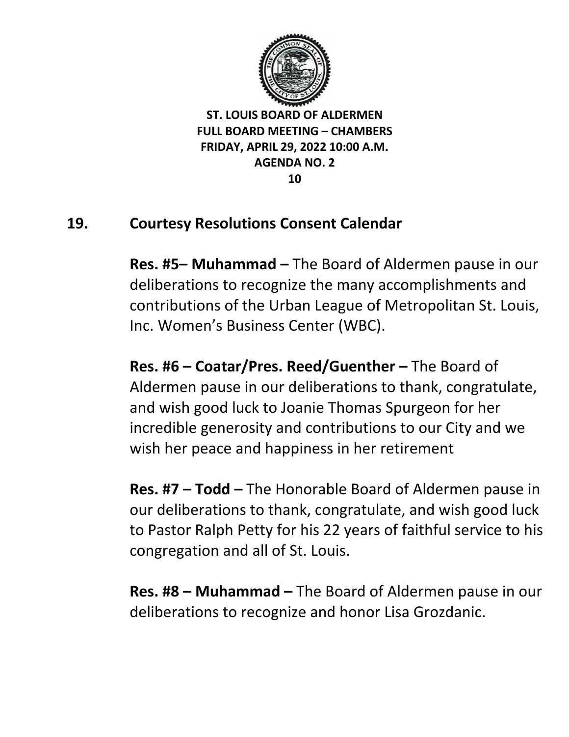**ST. LOUIS BOARD OF ALDERMEN**
**FULL BOARD MEETING – CHAMBERS**
**FRIDAY, APRIL 29, 2022 10:00 A.M.**
**AGENDA NO. 2**

## 19. Courtesy Resolutions Consent Calendar

**Res. #5– Muhammad –** The Board of Aldermen pause in our deliberations to recognize the many accomplishments and contributions of the Urban League of Metropolitan St. Louis, Inc. Women's Business Center (WBC).

**Res. #6 – Coatar/Pres. Reed/Guenther –** The Board of Aldermen pause in our deliberations to thank, congratulate, and wish good luck to Joanie Thomas Spurgeon for her incredible generosity and contributions to our City and we wish her peace and happiness in her retirement

**Res. #7 – Todd –** The Honorable Board of Aldermen pause in our deliberations to thank, congratulate, and wish good luck to Pastor Ralph Petty for his 22 years of faithful service to his congregation and all of St. Louis.

**Res. #8 – Muhammad –** The Board of Aldermen pause in our deliberations to recognize and honor Lisa Grozdanic.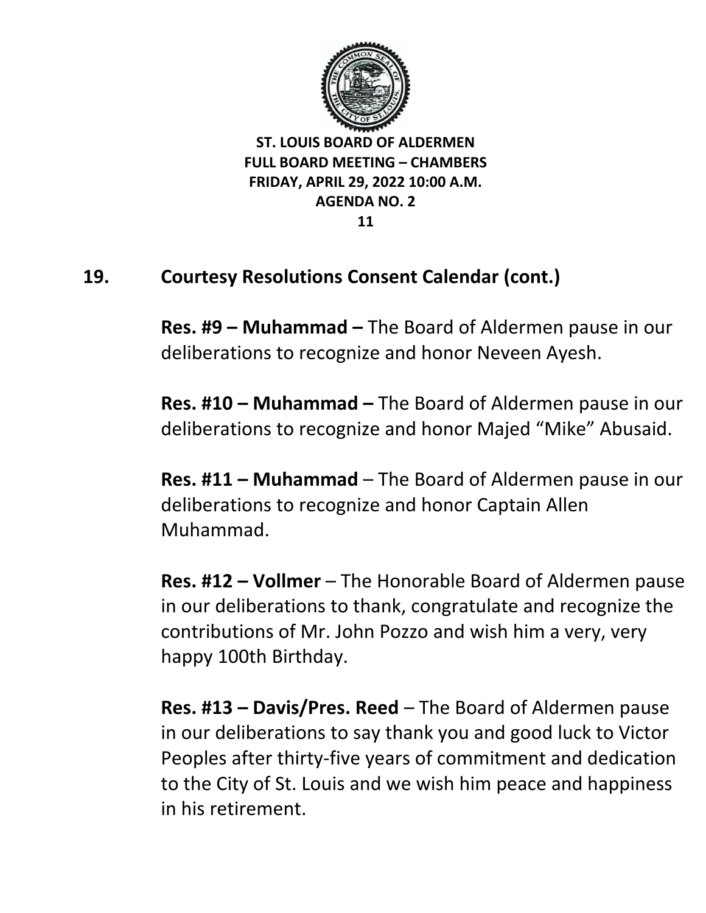ST. LOUIS BOARD OF ALDERMEN
FULL BOARD MEETING – CHAMBERS
FRIDAY, APRIL 29, 2022 10:00 A.M.
AGENDA NO. 2

## 19. Courtesy Resolutions Consent Calendar (cont.)

**Res. #9 – Muhammad –** The Board of Aldermen pause in our deliberations to recognize and honor Neveen Ayesh.

**Res. #10 – Muhammad –** The Board of Aldermen pause in our deliberations to recognize and honor Majed "Mike" Abusaid.

**Res. #11 – Muhammad** – The Board of Aldermen pause in our deliberations to recognize and honor Captain Allen Muhammad.

**Res. #12 – Vollmer** – The Honorable Board of Aldermen pause in our deliberations to thank, congratulate and recognize the contributions of Mr. John Pozzo and wish him a very, very happy 100th Birthday.

**Res. #13 – Davis/Pres. Reed** – The Board of Aldermen pause in our deliberations to say thank you and good luck to Victor Peoples after thirty-five years of commitment and dedication to the City of St. Louis and we wish him peace and happiness in his retirement.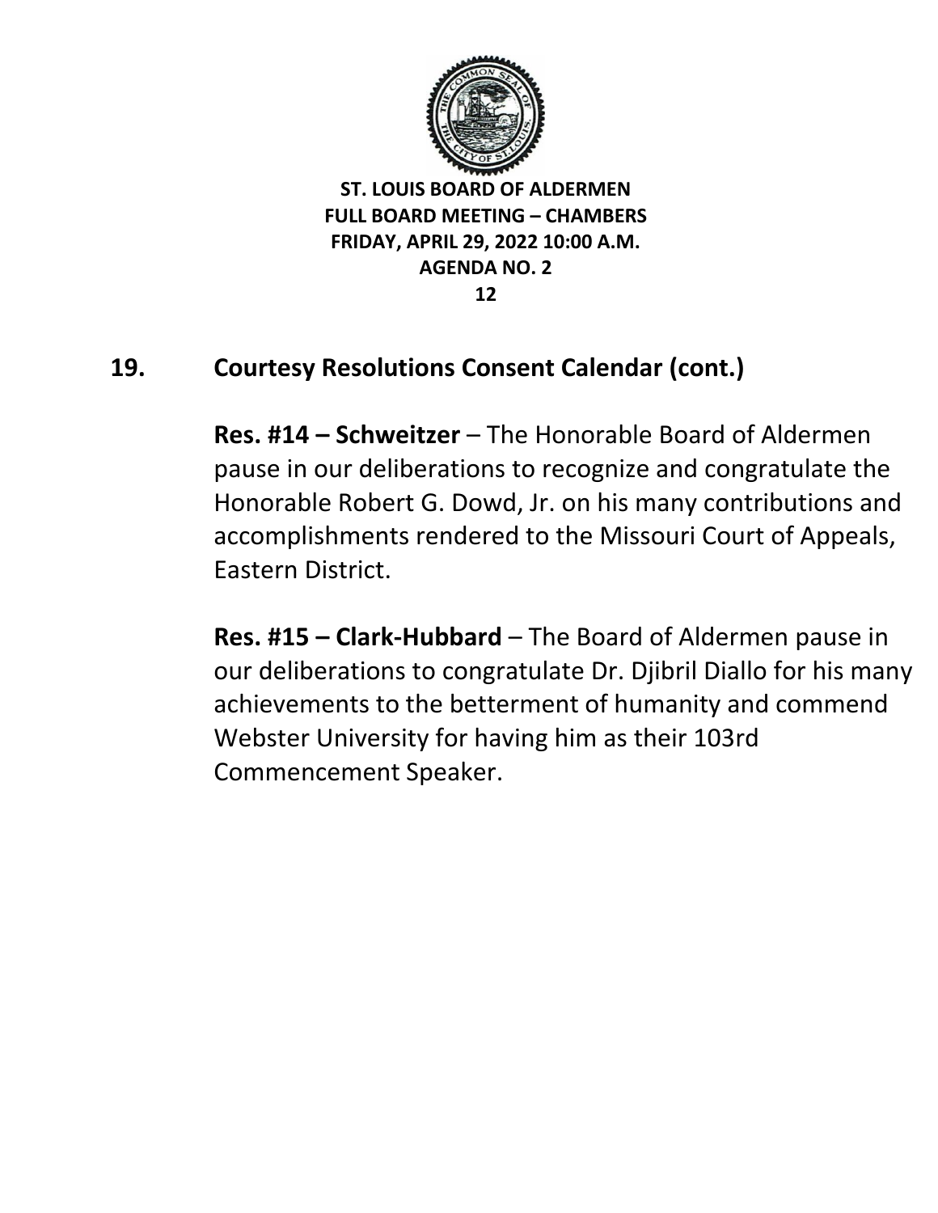**ST. LOUIS BOARD OF ALDERMEN**
**FULL BOARD MEETING – CHAMBERS**
**FRIDAY, APRIL 29, 2022 10:00 A.M.**
**AGENDA NO. 2**

## 19. Courtesy Resolutions Consent Calendar (cont.)

**Res. #14 – Schweitzer** – The Honorable Board of Aldermen pause in our deliberations to recognize and congratulate the Honorable Robert G. Dowd, Jr. on his many contributions and accomplishments rendered to the Missouri Court of Appeals, Eastern District.

**Res. #15 – Clark-Hubbard** – The Board of Aldermen pause in our deliberations to congratulate Dr. Djibril Diallo for his many achievements to the betterment of humanity and commend Webster University for having him as their 103rd Commencement Speaker.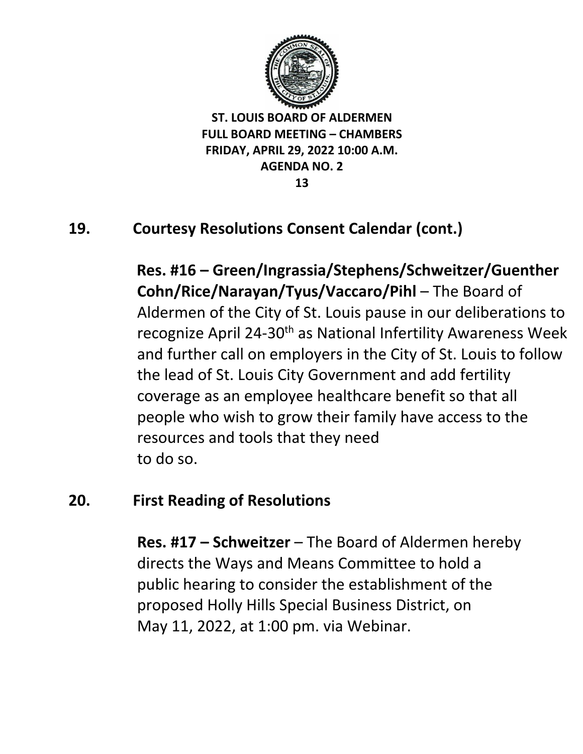**ST. LOUIS BOARD OF ALDERMEN**
**FULL BOARD MEETING – CHAMBERS**
**FRIDAY, APRIL 29, 2022 10:00 A.M.**
**AGENDA NO. 2**

## 19. Courtesy Resolutions Consent Calendar (cont.)

**Res. #16 – Green/Ingrassia/Stephens/Schweitzer/Guenther Cohn/Rice/Narayan/Tyus/Vaccaro/Pihl** – The Board of Aldermen of the City of St. Louis pause in our deliberations to recognize April 24-30th as National Infertility Awareness Week and further call on employers in the City of St. Louis to follow the lead of St. Louis City Government and add fertility coverage as an employee healthcare benefit so that all people who wish to grow their family have access to the resources and tools that they need to do so.

## 20. First Reading of Resolutions

**Res. #17 – Schweitzer** – The Board of Aldermen hereby directs the Ways and Means Committee to hold a public hearing to consider the establishment of the proposed Holly Hills Special Business District, on May 11, 2022, at 1:00 pm. via Webinar.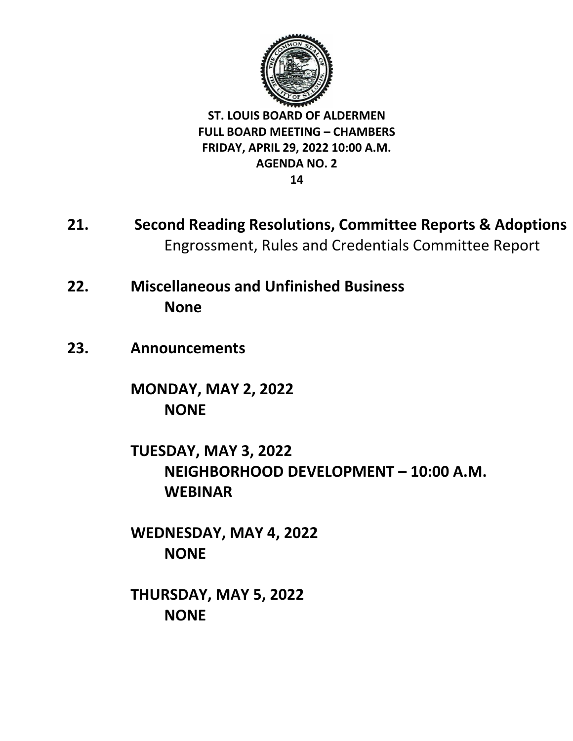**ST. LOUIS BOARD OF ALDERMEN**
**FULL BOARD MEETING – CHAMBERS**
**FRIDAY, APRIL 29, 2022 10:00 A.M.**
**AGENDA NO. 2**

**21. Second Reading Resolutions, Committee Reports & Adoptions**
Engrossment, Rules and Credentials Committee Report

**22. Miscellaneous and Unfinished Business**
**None**

**23. Announcements**

**MONDAY, MAY 2, 2022**
**NONE**

**TUESDAY, MAY 3, 2022**
**NEIGHBORHOOD DEVELOPMENT – 10:00 A.M.**
**WEBINAR**

**WEDNESDAY, MAY 4, 2022**
**NONE**

**THURSDAY, MAY 5, 2022**
**NONE**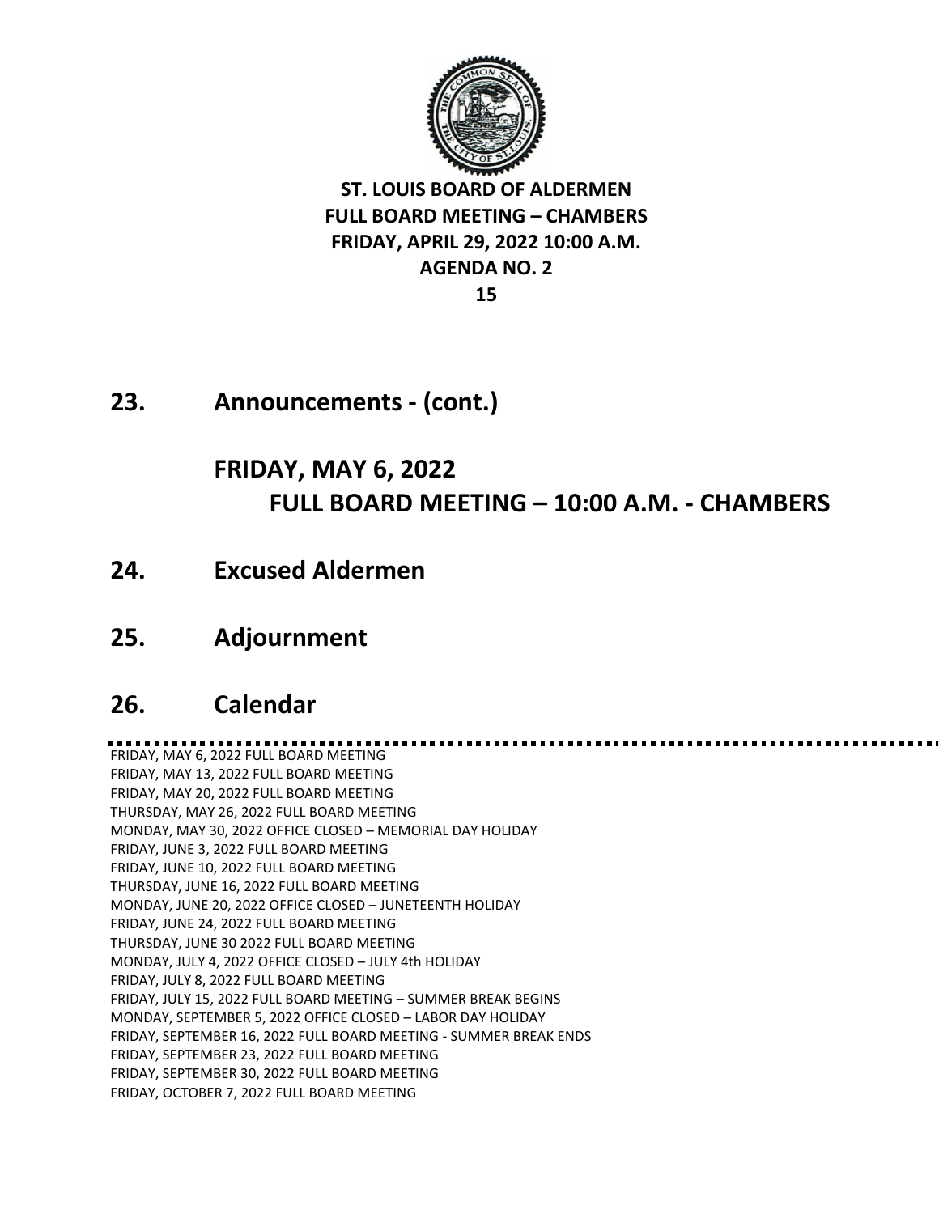**ST. LOUIS BOARD OF ALDERMEN**
**FULL BOARD MEETING – CHAMBERS**
**FRIDAY, APRIL 29, 2022 10:00 A.M.**
**AGENDA NO. 2**

## 23. Announcements - (cont.)

## FRIDAY, MAY 6, 2022
## FULL BOARD MEETING – 10:00 A.M. - CHAMBERS

## 24. Excused Aldermen

## 25. Adjournment

## 26. Calendar

FRIDAY, MAY 6, 2022 FULL BOARD MEETING
FRIDAY, MAY 13, 2022 FULL BOARD MEETING
FRIDAY, MAY 20, 2022 FULL BOARD MEETING
THURSDAY, MAY 26, 2022 FULL BOARD MEETING
MONDAY, MAY 30, 2022 OFFICE CLOSED – MEMORIAL DAY HOLIDAY
FRIDAY, JUNE 3, 2022 FULL BOARD MEETING
FRIDAY, JUNE 10, 2022 FULL BOARD MEETING
THURSDAY, JUNE 16, 2022 FULL BOARD MEETING
MONDAY, JUNE 20, 2022 OFFICE CLOSED – JUNETEENTH HOLIDAY
FRIDAY, JUNE 24, 2022 FULL BOARD MEETING
THURSDAY, JUNE 30 2022 FULL BOARD MEETING
MONDAY, JULY 4, 2022 OFFICE CLOSED – JULY 4th HOLIDAY
FRIDAY, JULY 8, 2022 FULL BOARD MEETING
FRIDAY, JULY 15, 2022 FULL BOARD MEETING – SUMMER BREAK BEGINS
MONDAY, SEPTEMBER 5, 2022 OFFICE CLOSED – LABOR DAY HOLIDAY
FRIDAY, SEPTEMBER 16, 2022 FULL BOARD MEETING - SUMMER BREAK ENDS
FRIDAY, SEPTEMBER 23, 2022 FULL BOARD MEETING
FRIDAY, SEPTEMBER 30, 2022 FULL BOARD MEETING
FRIDAY, OCTOBER 7, 2022 FULL BOARD MEETING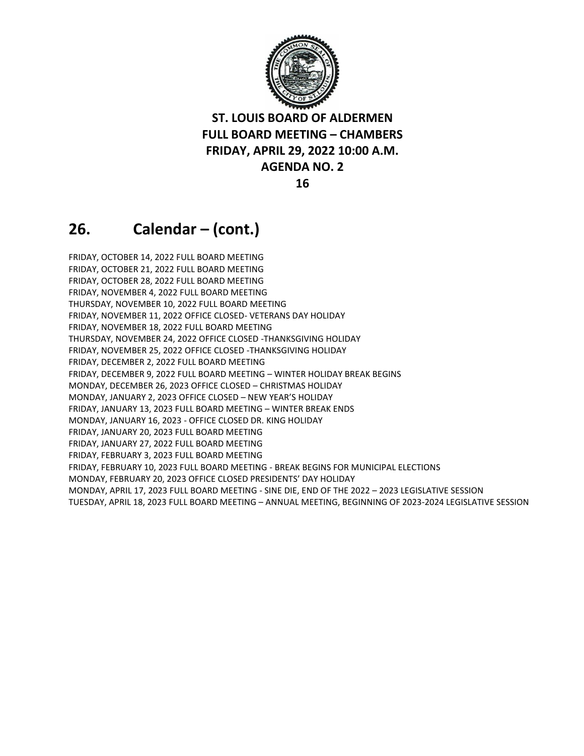**ST. LOUIS BOARD OF ALDERMEN**
**FULL BOARD MEETING – CHAMBERS**
**FRIDAY, APRIL 29, 2022 10:00 A.M.**
**AGENDA NO. 2**

## 26. Calendar – (cont.)

FRIDAY, OCTOBER 14, 2022 FULL BOARD MEETING
FRIDAY, OCTOBER 21, 2022 FULL BOARD MEETING
FRIDAY, OCTOBER 28, 2022 FULL BOARD MEETING
FRIDAY, NOVEMBER 4, 2022 FULL BOARD MEETING
THURSDAY, NOVEMBER 10, 2022 FULL BOARD MEETING
FRIDAY, NOVEMBER 11, 2022 OFFICE CLOSED- VETERANS DAY HOLIDAY
FRIDAY, NOVEMBER 18, 2022 FULL BOARD MEETING
THURSDAY, NOVEMBER 24, 2022 OFFICE CLOSED -THANKSGIVING HOLIDAY
FRIDAY, NOVEMBER 25, 2022 OFFICE CLOSED -THANKSGIVING HOLIDAY
FRIDAY, DECEMBER 2, 2022 FULL BOARD MEETING
FRIDAY, DECEMBER 9, 2022 FULL BOARD MEETING – WINTER HOLIDAY BREAK BEGINS
MONDAY, DECEMBER 26, 2023 OFFICE CLOSED – CHRISTMAS HOLIDAY
MONDAY, JANUARY 2, 2023 OFFICE CLOSED – NEW YEAR'S HOLIDAY
FRIDAY, JANUARY 13, 2023 FULL BOARD MEETING – WINTER BREAK ENDS
MONDAY, JANUARY 16, 2023 - OFFICE CLOSED DR. KING HOLIDAY
FRIDAY, JANUARY 20, 2023 FULL BOARD MEETING
FRIDAY, JANUARY 27, 2022 FULL BOARD MEETING
FRIDAY, FEBRUARY 3, 2023 FULL BOARD MEETING
FRIDAY, FEBRUARY 10, 2023 FULL BOARD MEETING - BREAK BEGINS FOR MUNICIPAL ELECTIONS
MONDAY, FEBRUARY 20, 2023 OFFICE CLOSED PRESIDENTS' DAY HOLIDAY
MONDAY, APRIL 17, 2023 FULL BOARD MEETING - SINE DIE, END OF THE 2022 – 2023 LEGISLATIVE SESSION
TUESDAY, APRIL 18, 2023 FULL BOARD MEETING – ANNUAL MEETING, BEGINNING OF 2023-2024 LEGISLATIVE SESSION